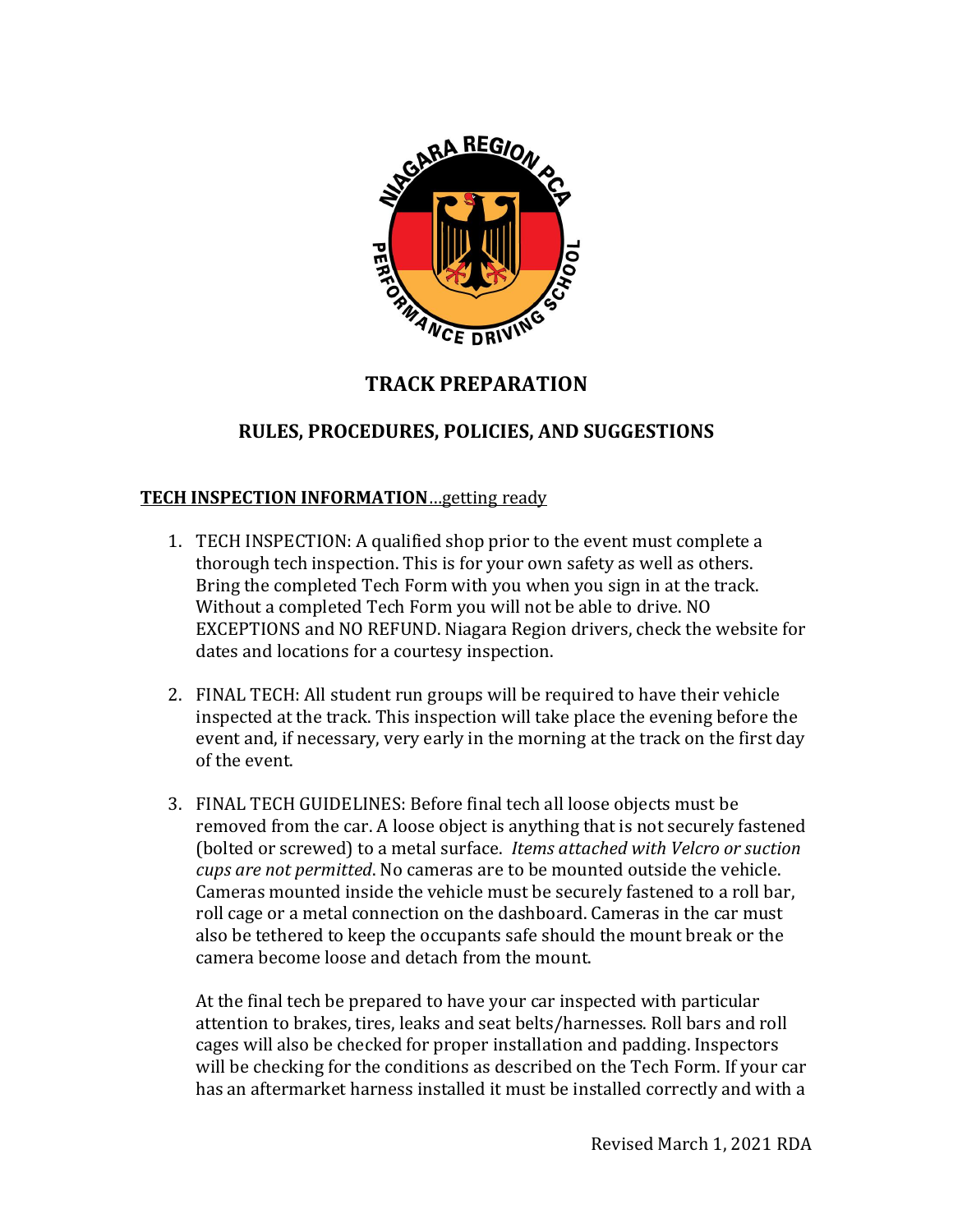# TRACK PREPARATION

## RULES, PROCEDURES, POLICIES, AND SUGGESTIONS

**TECH INSPECTION INFORMATION**...getting ready

1. TECH INSPECTION: A qualified shop prior to the event must complete a thorough tech inspection. This is for your own safety as well as others. Bring the completed Tech Form with you when you sign in at the track. Without a completed Tech Form you will not be able to drive. NO EXCEPTIONS and NO REFUND. Niagara Region drivers, check the website for dates and locations for a courtesy inspection.

2. FINAL TECH: All student run groups will be required to have their vehicle inspected at the track. This inspection will take place the evening before the event and, if necessary, very early in the morning at the track on the first day of the event.

3. FINAL TECH GUIDELINES: Before final tech all loose objects must be removed from the car. A loose object is anything that is not securely fastened (bolted or screwed) to a metal surface. *Items attached with Velcro or suction cups are not permitted*. No cameras are to be mounted outside the vehicle. Cameras mounted inside the vehicle must be securely fastened to a roll bar, roll cage or a metal connection on the dashboard. Cameras in the car must also be tethered to keep the occupants safe should the mount break or the camera become loose and detach from the mount.

   At the final tech be prepared to have your car inspected with particular attention to brakes, tires, leaks and seat belts/harnesses. Roll bars and roll cages will also be checked for proper installation and padding. Inspectors will be checking for the conditions as described on the Tech Form. If your car has an aftermarket harness installed it must be installed correctly and with a

Revised March 1, 2021 RDA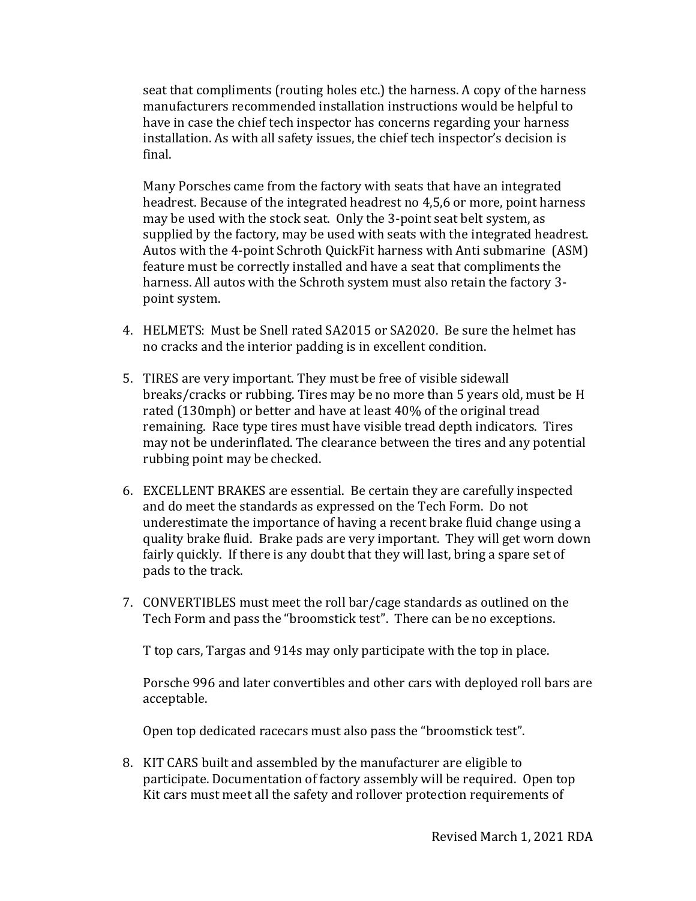seat that compliments (routing holes etc.) the harness. A copy of the harness manufacturers recommended installation instructions would be helpful to have in case the chief tech inspector has concerns regarding your harness installation. As with all safety issues, the chief tech inspector's decision is final.

Many Porsches came from the factory with seats that have an integrated headrest. Because of the integrated headrest no 4,5,6 or more, point harness may be used with the stock seat. Only the 3-point seat belt system, as supplied by the factory, may be used with seats with the integrated headrest. Autos with the 4-point Schroth QuickFit harness with Anti submarine (ASM) feature must be correctly installed and have a seat that compliments the harness. All autos with the Schroth system must also retain the factory 3-point system.

4. HELMETS: Must be Snell rated SA2015 or SA2020. Be sure the helmet has no cracks and the interior padding is in excellent condition.

5. TIRES are very important. They must be free of visible sidewall breaks/cracks or rubbing. Tires may be no more than 5 years old, must be H rated (130mph) or better and have at least 40% of the original tread remaining. Race type tires must have visible tread depth indicators. Tires may not be underinflated. The clearance between the tires and any potential rubbing point may be checked.

6. EXCELLENT BRAKES are essential. Be certain they are carefully inspected and do meet the standards as expressed on the Tech Form. Do not underestimate the importance of having a recent brake fluid change using a quality brake fluid. Brake pads are very important. They will get worn down fairly quickly. If there is any doubt that they will last, bring a spare set of pads to the track.

7. CONVERTIBLES must meet the roll bar/cage standards as outlined on the Tech Form and pass the "broomstick test". There can be no exceptions.

   T top cars, Targas and 914s may only participate with the top in place.

   Porsche 996 and later convertibles and other cars with deployed roll bars are acceptable.

   Open top dedicated racecars must also pass the "broomstick test".

8. KIT CARS built and assembled by the manufacturer are eligible to participate. Documentation of factory assembly will be required. Open top Kit cars must meet all the safety and rollover protection requirements of

Revised March 1, 2021 RDA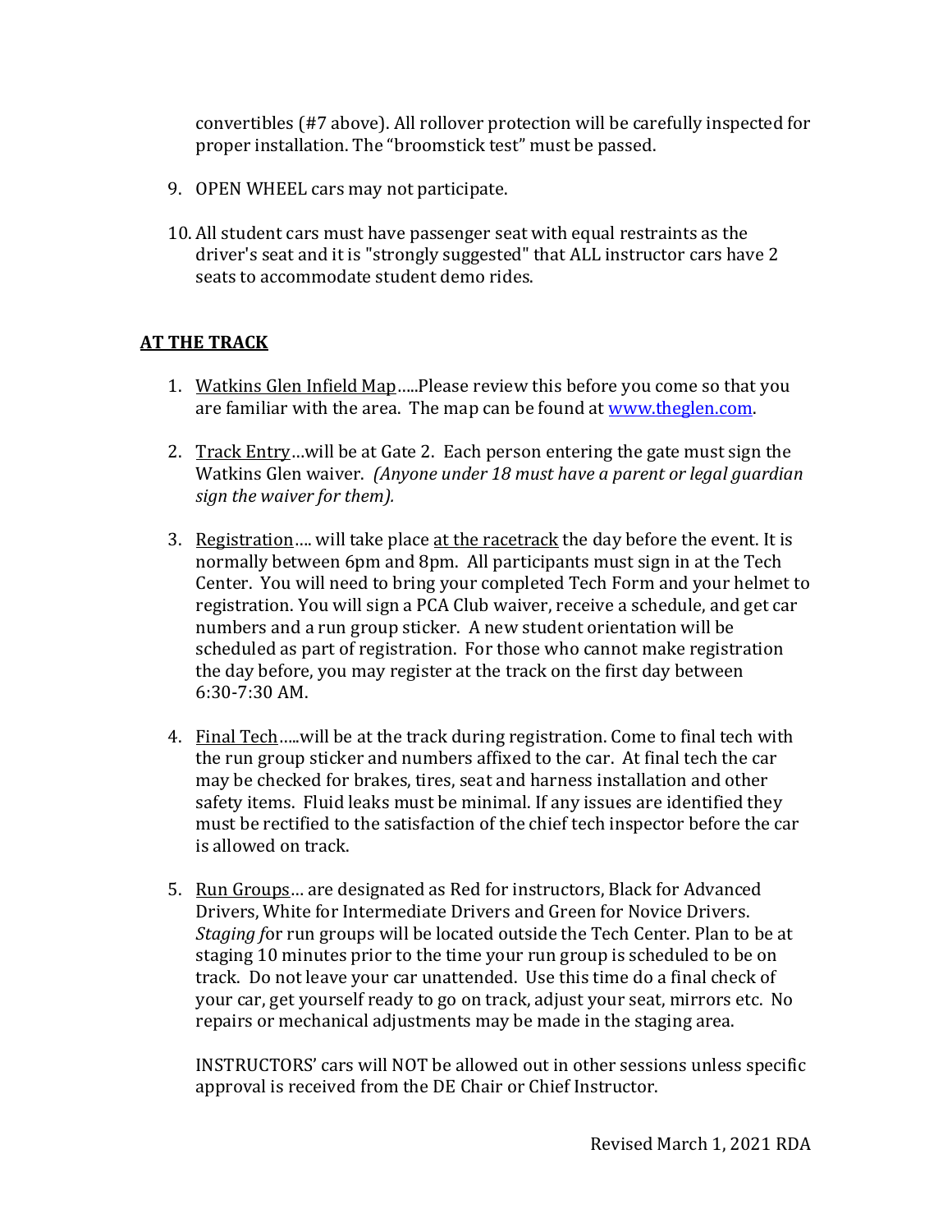convertibles (#7 above). All rollover protection will be carefully inspected for proper installation. The "broomstick test" must be passed.

9. OPEN WHEEL cars may not participate.

10. All student cars must have passenger seat with equal restraints as the driver's seat and it is "strongly suggested" that ALL instructor cars have 2 seats to accommodate student demo rides.

## <u>AT THE TRACK</u>

1. <u>Watkins Glen Infield Map</u>.....Please review this before you come so that you are familiar with the area. The map can be found at [www.theglen.com](http://www.theglen.com).

2. <u>Track Entry</u>...will be at Gate 2. Each person entering the gate must sign the Watkins Glen waiver. *(Anyone under 18 must have a parent or legal guardian sign the waiver for them).*

3. <u>Registration</u>.... will take place <u>at the racetrack</u> the day before the event. It is normally between 6pm and 8pm. All participants must sign in at the Tech Center. You will need to bring your completed Tech Form and your helmet to registration. You will sign a PCA Club waiver, receive a schedule, and get car numbers and a run group sticker. A new student orientation will be scheduled as part of registration. For those who cannot make registration the day before, you may register at the track on the first day between 6:30-7:30 AM.

4. <u>Final Tech</u>.....will be at the track during registration. Come to final tech with the run group sticker and numbers affixed to the car. At final tech the car may be checked for brakes, tires, seat and harness installation and other safety items. Fluid leaks must be minimal. If any issues are identified they must be rectified to the satisfaction of the chief tech inspector before the car is allowed on track.

5. <u>Run Groups</u>... are designated as Red for instructors, Black for Advanced Drivers, White for Intermediate Drivers and Green for Novice Drivers. *Staging f*or run groups will be located outside the Tech Center. Plan to be at staging 10 minutes prior to the time your run group is scheduled to be on track. Do not leave your car unattended. Use this time do a final check of your car, get yourself ready to go on track, adjust your seat, mirrors etc. No repairs or mechanical adjustments may be made in the staging area.

   INSTRUCTORS' cars will NOT be allowed out in other sessions unless specific approval is received from the DE Chair or Chief Instructor.

Revised March 1, 2021 RDA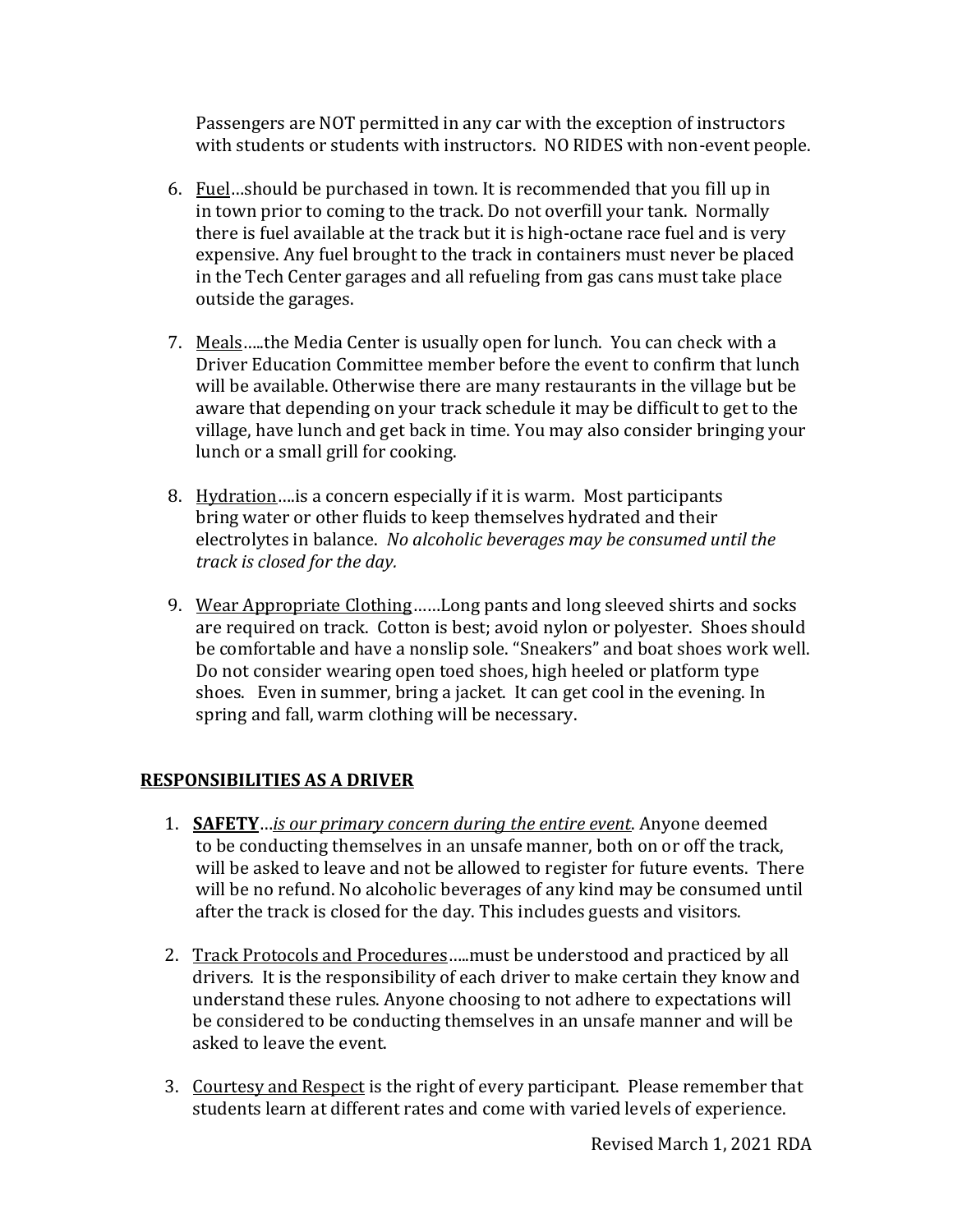Passengers are NOT permitted in any car with the exception of instructors with students or students with instructors. NO RIDES with non-event people.

6. Fuel…should be purchased in town. It is recommended that you fill up in in town prior to coming to the track. Do not overfill your tank. Normally there is fuel available at the track but it is high-octane race fuel and is very expensive. Any fuel brought to the track in containers must never be placed in the Tech Center garages and all refueling from gas cans must take place outside the garages.

7. Meals…..the Media Center is usually open for lunch. You can check with a Driver Education Committee member before the event to confirm that lunch will be available. Otherwise there are many restaurants in the village but be aware that depending on your track schedule it may be difficult to get to the village, have lunch and get back in time. You may also consider bringing your lunch or a small grill for cooking.

8. Hydration….is a concern especially if it is warm. Most participants bring water or other fluids to keep themselves hydrated and their electrolytes in balance. *No alcoholic beverages may be consumed until the track is closed for the day.*

9. Wear Appropriate Clothing……Long pants and long sleeved shirts and socks are required on track. Cotton is best; avoid nylon or polyester. Shoes should be comfortable and have a nonslip sole. "Sneakers" and boat shoes work well. Do not consider wearing open toed shoes, high heeled or platform type shoes. Even in summer, bring a jacket. It can get cool in the evening. In spring and fall, warm clothing will be necessary.

## RESPONSIBILITIES AS A DRIVER

1. **SAFETY**…*is our primary concern during the entire event.* Anyone deemed to be conducting themselves in an unsafe manner, both on or off the track, will be asked to leave and not be allowed to register for future events. There will be no refund. No alcoholic beverages of any kind may be consumed until after the track is closed for the day. This includes guests and visitors.

2. Track Protocols and Procedures…..must be understood and practiced by all drivers. It is the responsibility of each driver to make certain they know and understand these rules. Anyone choosing to not adhere to expectations will be considered to be conducting themselves in an unsafe manner and will be asked to leave the event.

3. Courtesy and Respect is the right of every participant. Please remember that students learn at different rates and come with varied levels of experience.

Revised March 1, 2021 RDA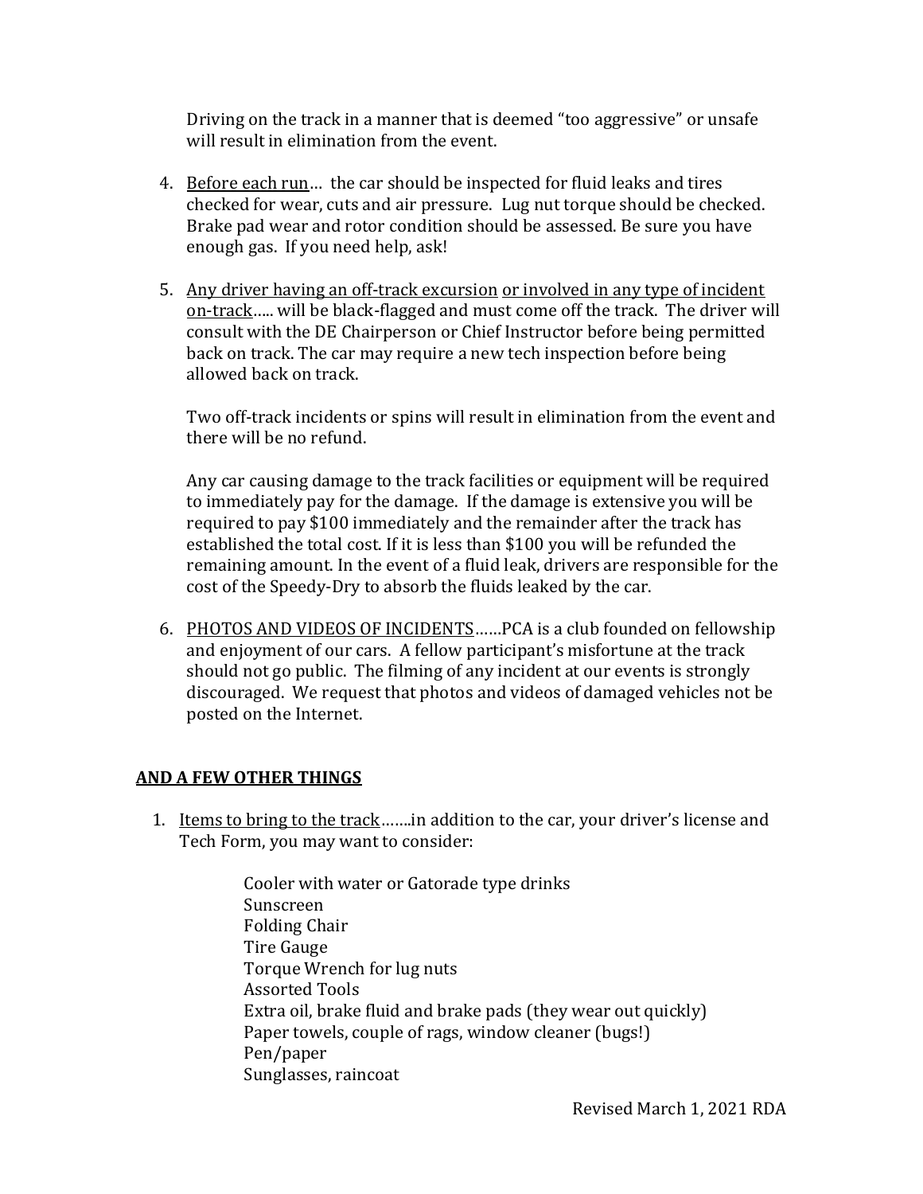Driving on the track in a manner that is deemed "too aggressive" or unsafe will result in elimination from the event.

4. Before each run… the car should be inspected for fluid leaks and tires checked for wear, cuts and air pressure. Lug nut torque should be checked. Brake pad wear and rotor condition should be assessed. Be sure you have enough gas. If you need help, ask!

5. Any driver having an off-track excursion or involved in any type of incident on-track….. will be black-flagged and must come off the track. The driver will consult with the DE Chairperson or Chief Instructor before being permitted back on track. The car may require a new tech inspection before being allowed back on track.

   Two off-track incidents or spins will result in elimination from the event and there will be no refund.

   Any car causing damage to the track facilities or equipment will be required to immediately pay for the damage. If the damage is extensive you will be required to pay $100 immediately and the remainder after the track has established the total cost. If it is less than $100 you will be refunded the remaining amount. In the event of a fluid leak, drivers are responsible for the cost of the Speedy-Dry to absorb the fluids leaked by the car.

6. PHOTOS AND VIDEOS OF INCIDENTS……PCA is a club founded on fellowship and enjoyment of our cars. A fellow participant's misfortune at the track should not go public. The filming of any incident at our events is strongly discouraged. We request that photos and videos of damaged vehicles not be posted on the Internet.

## AND A FEW OTHER THINGS

1. Items to bring to the track…….in addition to the car, your driver's license and Tech Form, you may want to consider:

   Cooler with water or Gatorade type drinks
   Sunscreen
   Folding Chair
   Tire Gauge
   Torque Wrench for lug nuts
   Assorted Tools
   Extra oil, brake fluid and brake pads (they wear out quickly)
   Paper towels, couple of rags, window cleaner (bugs!)
   Pen/paper
   Sunglasses, raincoat

Revised March 1, 2021 RDA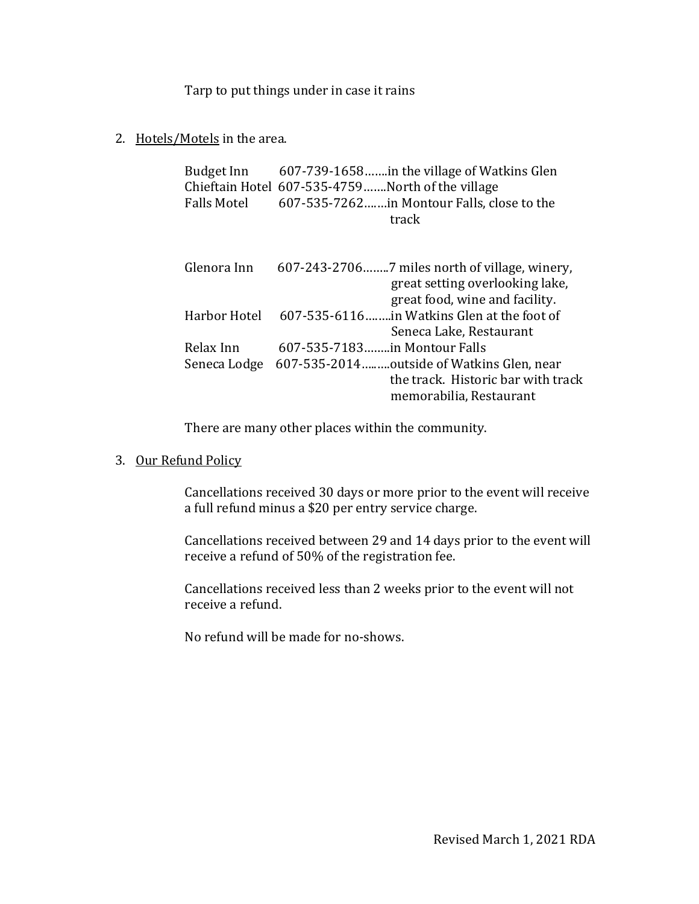Tarp to put things under in case it rains

2. Hotels/Motels in the area.

Budget Inn 607-739-1658…….in the village of Watkins Glen
Chieftain Hotel 607-535-4759…….North of the village
Falls Motel 607-535-7262……..in Montour Falls, close to the track

Glenora Inn 607-243-2706……..7 miles north of village, winery, great setting overlooking lake, great food, wine and facility.
Harbor Hotel 607-535-6116……..in Watkins Glen at the foot of Seneca Lake, Restaurant
Relax Inn 607-535-7183……..in Montour Falls
Seneca Lodge 607-535-2014………outside of Watkins Glen, near the track. Historic bar with track memorabilia, Restaurant

There are many other places within the community.

3. Our Refund Policy

Cancellations received 30 days or more prior to the event will receive a full refund minus a $20 per entry service charge.

Cancellations received between 29 and 14 days prior to the event will receive a refund of 50% of the registration fee.

Cancellations received less than 2 weeks prior to the event will not receive a refund.

No refund will be made for no-shows.

Revised March 1, 2021 RDA